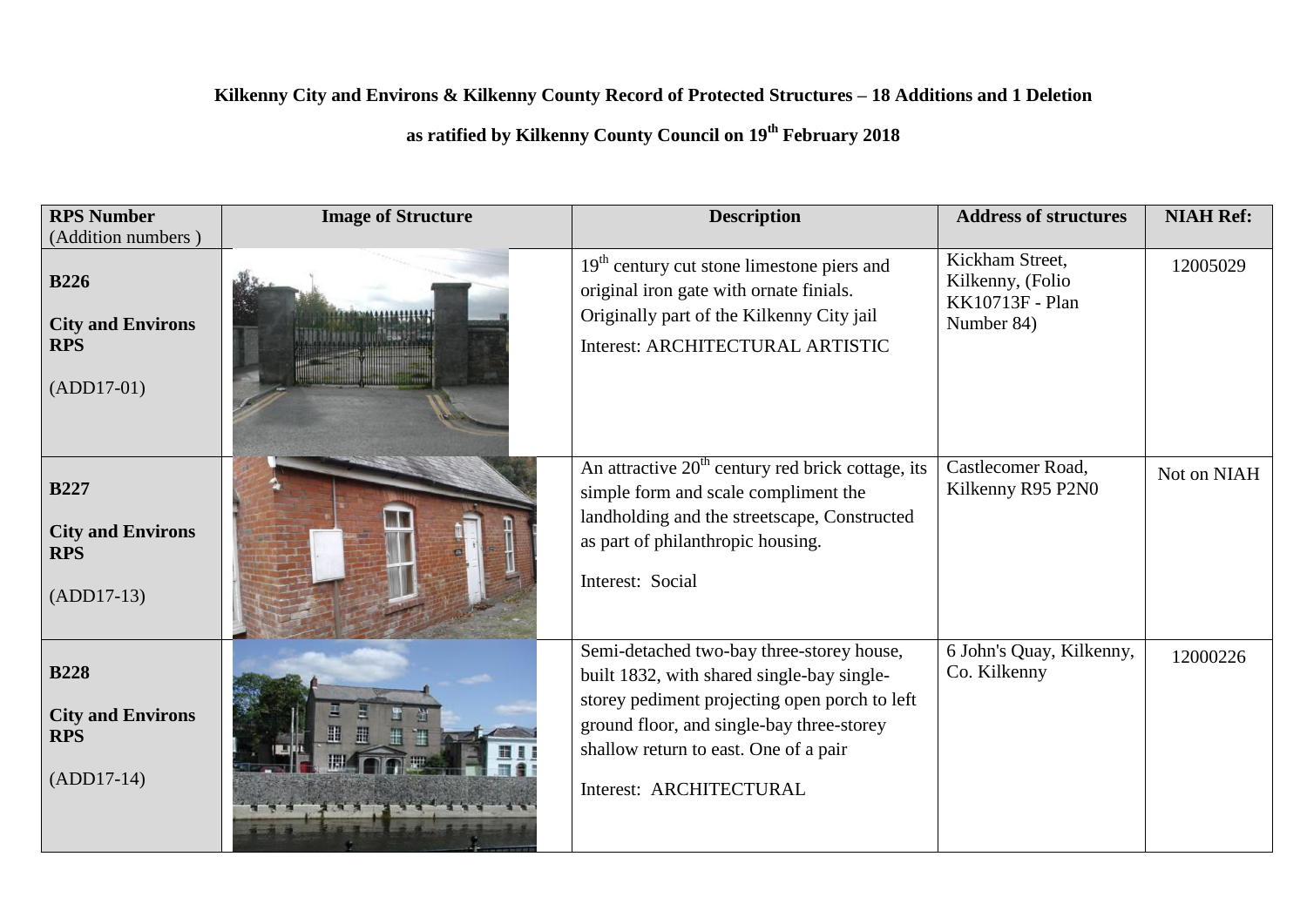**Kilkenny City and Environs & Kilkenny County Record of Protected Structures – 18 Additions and 1 Deletion**

**as ratified by Kilkenny County Council on 19th February 2018**

| RPS Number (Addition numbers ) | Image of Structure | Description | Address of structures | NIAH Ref: |
|---|---|---|---|---|
| **B226**<br><br>**City and Environs RPS**<br><br>(ADD17-01) | | 19th century cut stone limestone piers and original iron gate with ornate finials. Originally part of the Kilkenny City jail<br><br>Interest: ARCHITECTURAL ARTISTIC | Kickham Street, Kilkenny, (Folio KK10713F - Plan Number 84) | 12005029 |
| **B227**<br><br>**City and Environs RPS**<br><br>(ADD17-13) | | An attractive 20th century red brick cottage, its simple form and scale compliment the landholding and the streetscape, Constructed as part of philanthropic housing.<br><br>Interest: Social | Castlecomer Road, Kilkenny R95 P2N0 | Not on NIAH |
| **B228**<br><br>**City and Environs RPS**<br><br>(ADD17-14) | | Semi-detached two-bay three-storey house, built 1832, with shared single-bay single-storey pediment projecting open porch to left ground floor, and single-bay three-storey shallow return to east. One of a pair<br><br>Interest: ARCHITECTURAL | 6 John's Quay, Kilkenny, Co. Kilkenny | 12000226 |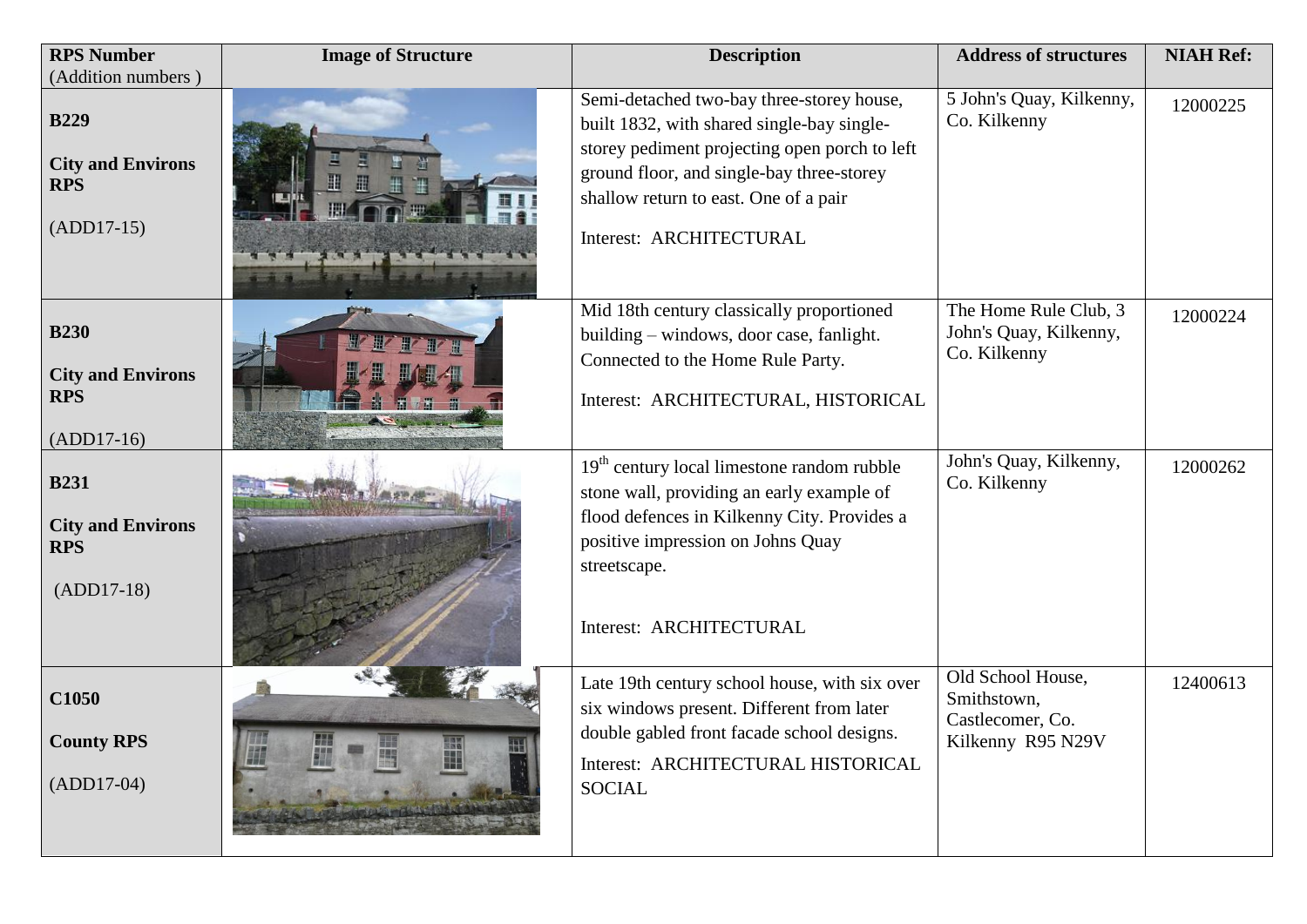| RPS Number (Addition numbers ) | Image of Structure | Description | Address of structures | NIAH Ref: |
|---|---|---|---|---|
| **B229** **City and Environs RPS** (ADD17-15) | | Semi-detached two-bay three-storey house, built 1832, with shared single-bay single-storey pediment projecting open porch to left ground floor, and single-bay three-storey shallow return to east. One of a pair Interest: ARCHITECTURAL | 5 John's Quay, Kilkenny, Co. Kilkenny | 12000225 |
| **B230** **City and Environs RPS** (ADD17-16) | | Mid 18th century classically proportioned building – windows, door case, fanlight. Connected to the Home Rule Party. Interest: ARCHITECTURAL, HISTORICAL | The Home Rule Club, 3 John's Quay, Kilkenny, Co. Kilkenny | 12000224 |
| **B231** **City and Environs RPS** (ADD17-18) | | 19th century local limestone random rubble stone wall, providing an early example of flood defences in Kilkenny City. Provides a positive impression on Johns Quay streetscape. Interest: ARCHITECTURAL | John's Quay, Kilkenny, Co. Kilkenny | 12000262 |
| **C1050** **County RPS** (ADD17-04) | | Late 19th century school house, with six over six windows present. Different from later double gabled front facade school designs. Interest: ARCHITECTURAL HISTORICAL SOCIAL | Old School House, Smithstown, Castlecomer, Co. Kilkenny R95 N29V | 12400613 |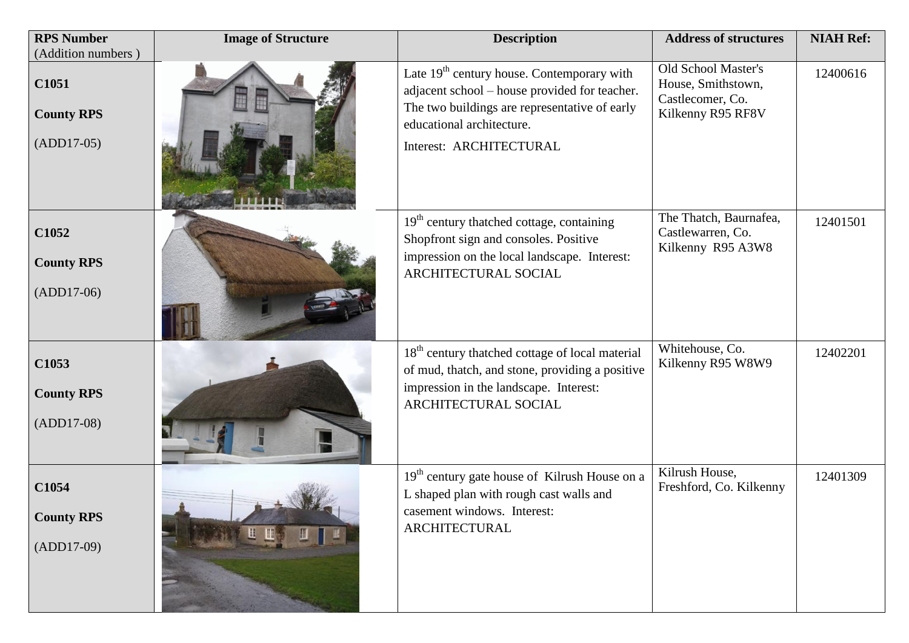| RPS Number (Addition numbers ) | Image of Structure | Description | Address of structures | NIAH Ref: |
|---|---|---|---|---|
| **C1051** **County RPS** (ADD17-05) | | Late 19th century house. Contemporary with adjacent school – house provided for teacher. The two buildings are representative of early educational architecture. Interest: ARCHITECTURAL | Old School Master's House, Smithstown, Castlecomer, Co. Kilkenny R95 RF8V | 12400616 |
| **C1052** **County RPS** (ADD17-06) | | 19th century thatched cottage, containing Shopfront sign and consoles. Positive impression on the local landscape. Interest: ARCHITECTURAL SOCIAL | The Thatch, Baurnafea, Castlewarren, Co. Kilkenny R95 A3W8 | 12401501 |
| **C1053** **County RPS** (ADD17-08) | | 18th century thatched cottage of local material of mud, thatch, and stone, providing a positive impression in the landscape. Interest: ARCHITECTURAL SOCIAL | Whitehouse, Co. Kilkenny R95 W8W9 | 12402201 |
| **C1054** **County RPS** (ADD17-09) | | 19th century gate house of Kilrush House on a L shaped plan with rough cast walls and casement windows. Interest: ARCHITECTURAL | Kilrush House, Freshford, Co. Kilkenny | 12401309 |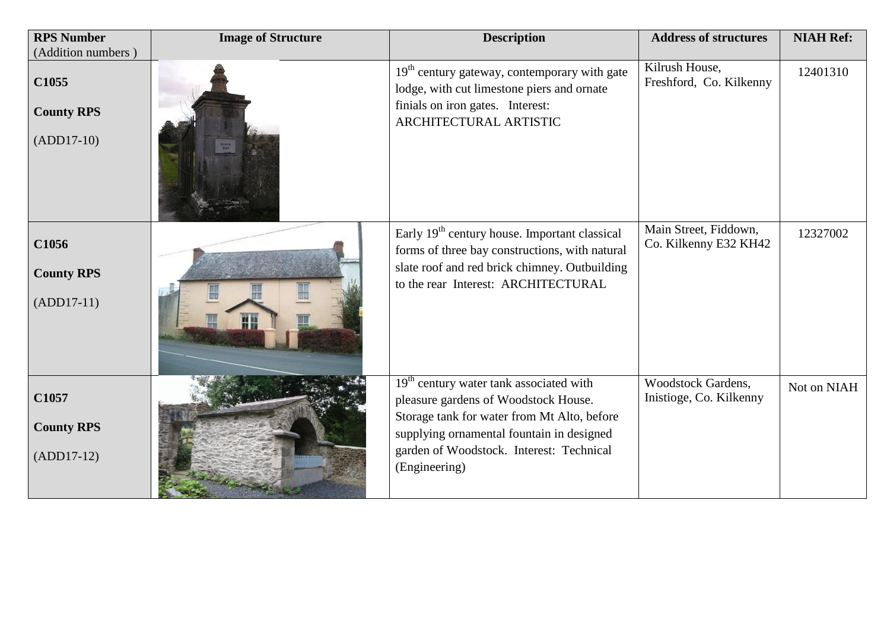| RPS Number (Addition numbers ) | Image of Structure | Description | Address of structures | NIAH Ref: |
|---|---|---|---|---|
| **C1055** **County RPS** (ADD17-10) | | 19th century gateway, contemporary with gate lodge, with cut limestone piers and ornate finials on iron gates. Interest: ARCHITECTURAL ARTISTIC | Kilrush House, Freshford, Co. Kilkenny | 12401310 |
| **C1056** **County RPS** (ADD17-11) | | Early 19th century house. Important classical forms of three bay constructions, with natural slate roof and red brick chimney. Outbuilding to the rear Interest: ARCHITECTURAL | Main Street, Fiddown, Co. Kilkenny E32 KH42 | 12327002 |
| **C1057** **County RPS** (ADD17-12) | | 19th century water tank associated with pleasure gardens of Woodstock House. Storage tank for water from Mt Alto, before supplying ornamental fountain in designed garden of Woodstock. Interest: Technical (Engineering) | Woodstock Gardens, Inistioge, Co. Kilkenny | Not on NIAH |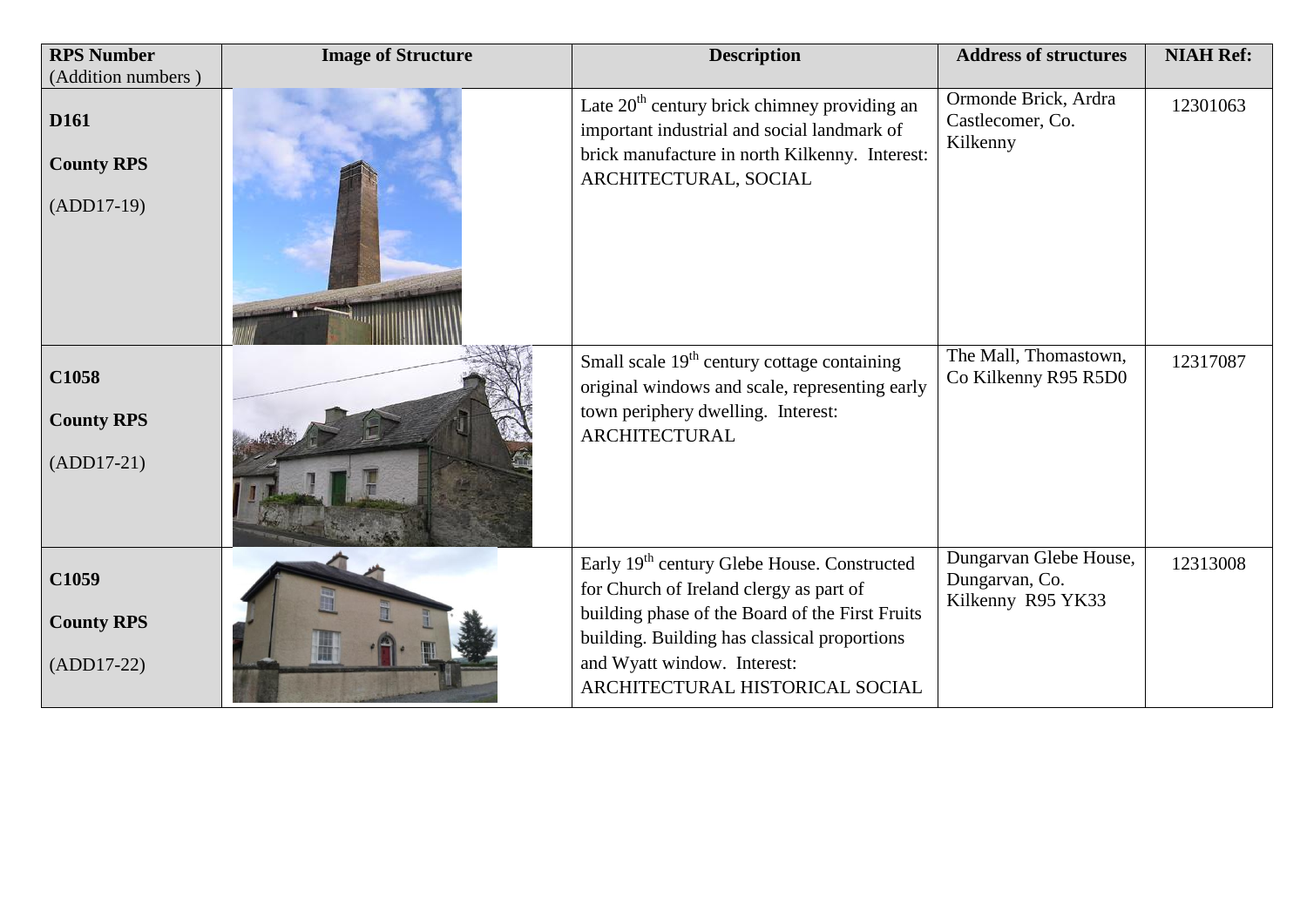| RPS Number (Addition numbers ) | Image of Structure | Description | Address of structures | NIAH Ref: |
|---|---|---|---|---|
| **D161** **County RPS** (ADD17-19) | | Late 20th century brick chimney providing an important industrial and social landmark of brick manufacture in north Kilkenny. Interest: ARCHITECTURAL, SOCIAL | Ormonde Brick, Ardra Castlecomer, Co. Kilkenny | 12301063 |
| **C1058** **County RPS** (ADD17-21) | | Small scale 19th century cottage containing original windows and scale, representing early town periphery dwelling. Interest: ARCHITECTURAL | The Mall, Thomastown, Co Kilkenny R95 R5D0 | 12317087 |
| **C1059** **County RPS** (ADD17-22) | | Early 19th century Glebe House. Constructed for Church of Ireland clergy as part of building phase of the Board of the First Fruits building. Building has classical proportions and Wyatt window. Interest: ARCHITECTURAL HISTORICAL SOCIAL | Dungarvan Glebe House, Dungarvan, Co. Kilkenny R95 YK33 | 12313008 |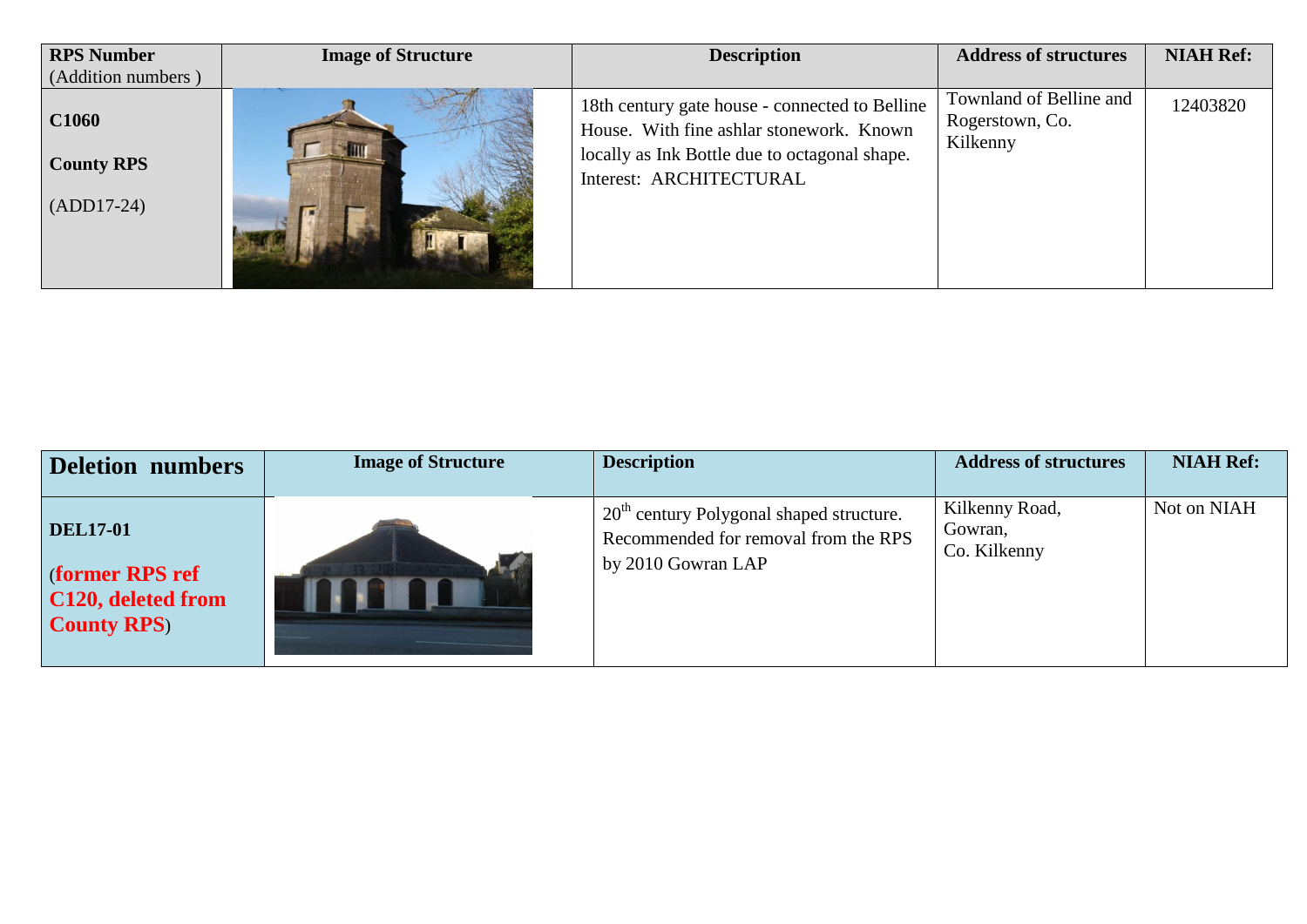| RPS Number (Addition numbers ) | Image of Structure | Description | Address of structures | NIAH Ref: |
|---|---|---|---|---|
| **C1060**<br><br>**County RPS**<br><br>(ADD17-24) | | 18th century gate house - connected to Belline House. With fine ashlar stonework. Known locally as Ink Bottle due to octagonal shape. Interest: ARCHITECTURAL | Townland of Belline and Rogerstown, Co. Kilkenny | 12403820 |

| Deletion numbers | Image of Structure | Description | Address of structures | NIAH Ref: |
|---|---|---|---|---|
| **DEL17-01**<br><br>(**former RPS ref C120, deleted from County RPS**) | | 20th century Polygonal shaped structure. Recommended for removal from the RPS by 2010 Gowran LAP | Kilkenny Road, Gowran, Co. Kilkenny | Not on NIAH |